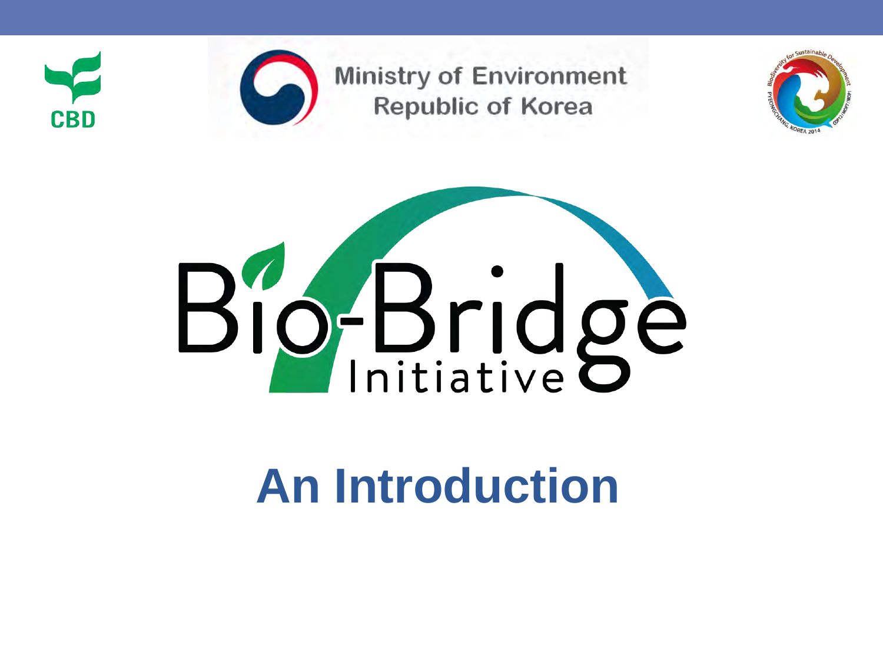CBD

Ministry of Environment
Republic of Korea

# Bio-Bridge Initiative

## An Introduction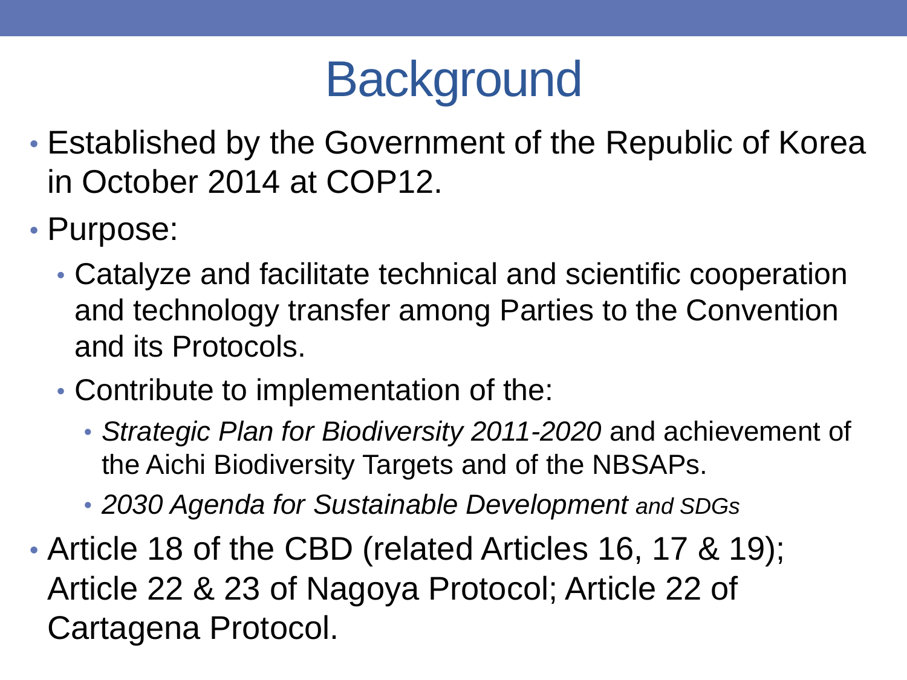# Background

- Established by the Government of the Republic of Korea in October 2014 at COP12.
- Purpose:
  - Catalyze and facilitate technical and scientific cooperation and technology transfer among Parties to the Convention and its Protocols.
  - Contribute to implementation of the:
    - *Strategic Plan for Biodiversity 2011-2020* and achievement of the Aichi Biodiversity Targets and of the NBSAPs.
    - *2030 Agenda for Sustainable Development and SDGs*
- Article 18 of the CBD (related Articles 16, 17 & 19); Article 22 & 23 of Nagoya Protocol; Article 22 of Cartagena Protocol.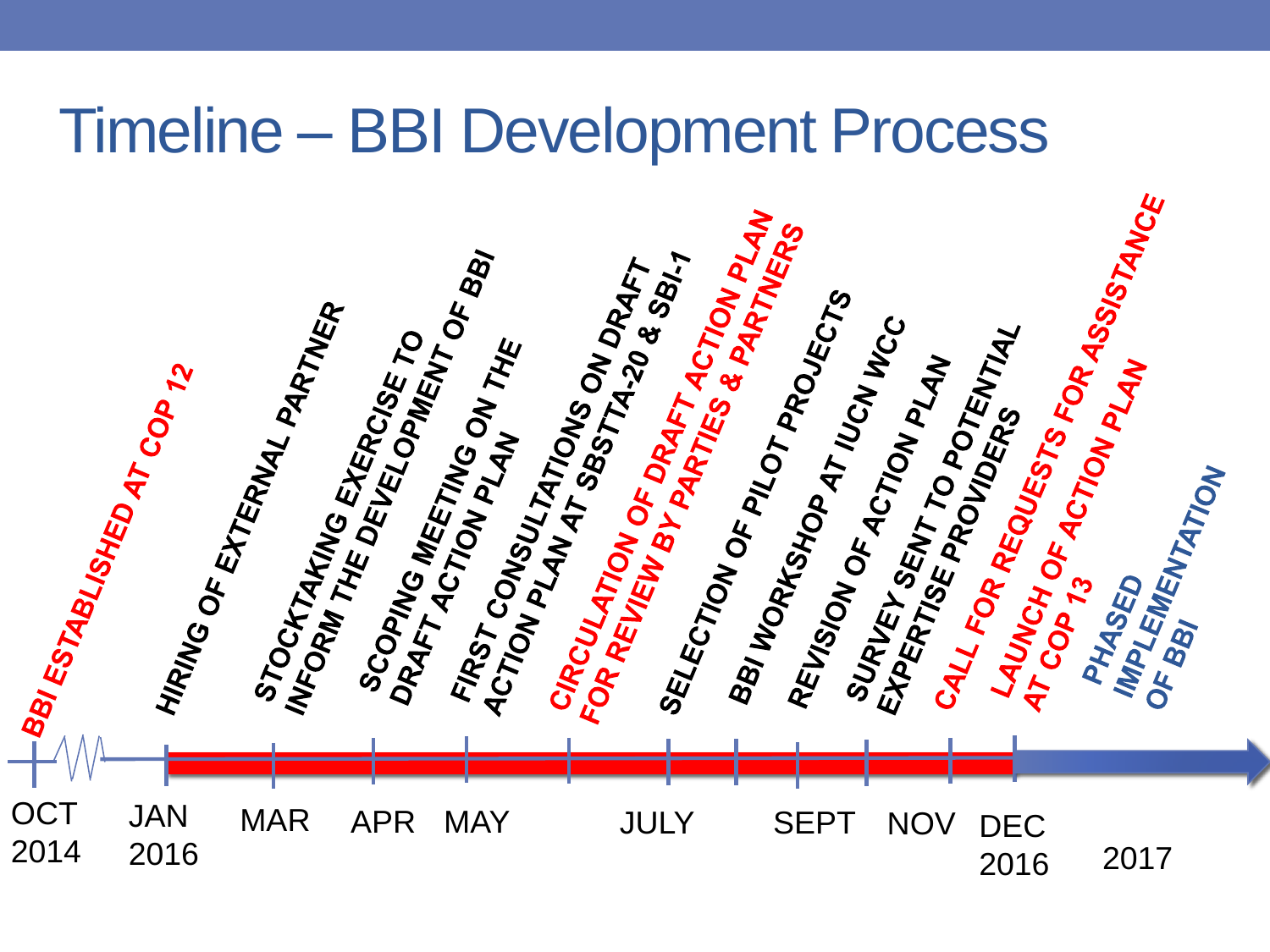# Timeline – BBI Development Process

| Date | Event |
| --- | --- |
| OCT 2014 | BBI ESTABLISHED AT COP 12 |
| JAN 2016 | HIRING OF EXTERNAL PARTNER |
| MAR | STOCKTAKING EXERCISE TO INFORM THE DEVELOPMENT OF BBI |
| APR | SCOPING MEETING ON THE DRAFT ACTION PLAN |
| MAY | FIRST CONSULTATIONS ON DRAFT ACTION PLAN AT SBSTTA-20 & SBI-1 |
| | CIRCULATION OF DRAFT ACTION PLAN FOR REVIEW BY PARTIES & PARTNERS |
| JULY | SELECTION OF PILOT PROJECTS |
| | BBI WORKSHOP AT IUCN WCC |
| SEPT | REVISION OF ACTION PLAN |
| | SURVEY SENT TO POTENTIAL EXPERTISE PROVIDERS |
| NOV | CALL FOR REQUESTS FOR ASSISTANCE |
| DEC 2016 | LAUNCH OF ACTION PLAN AT COP 13 |
| 2017 | PHASED IMPLEMENTATION OF BBI |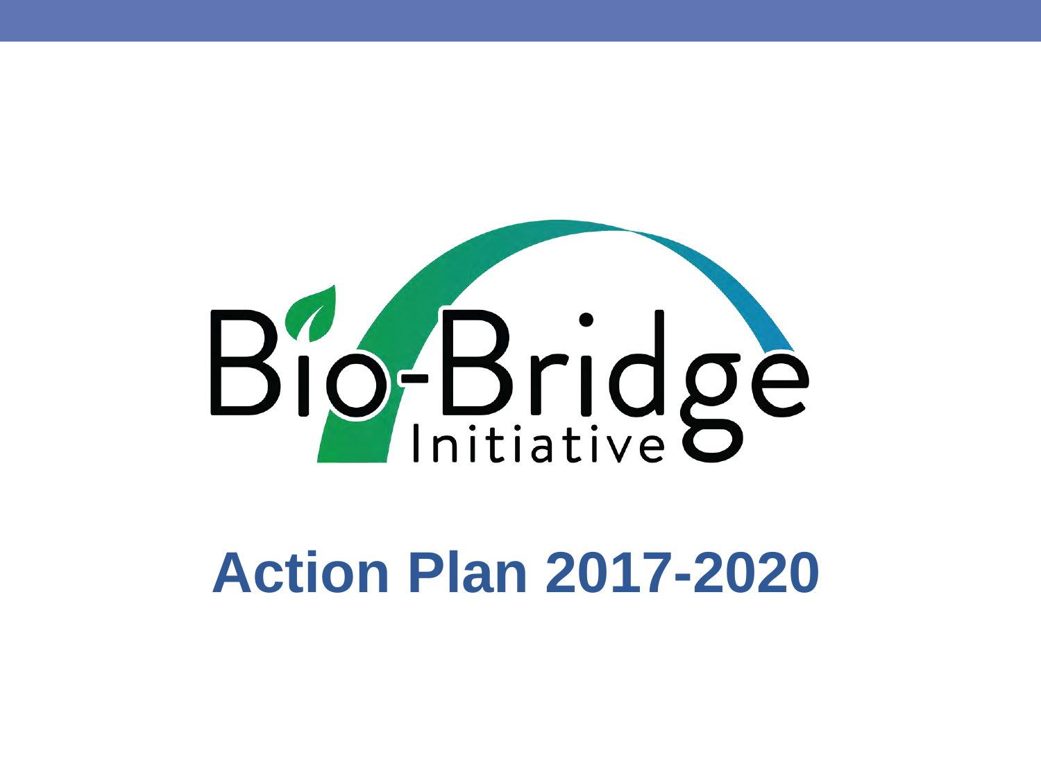Bio-Bridge Initiative

# Action Plan 2017-2020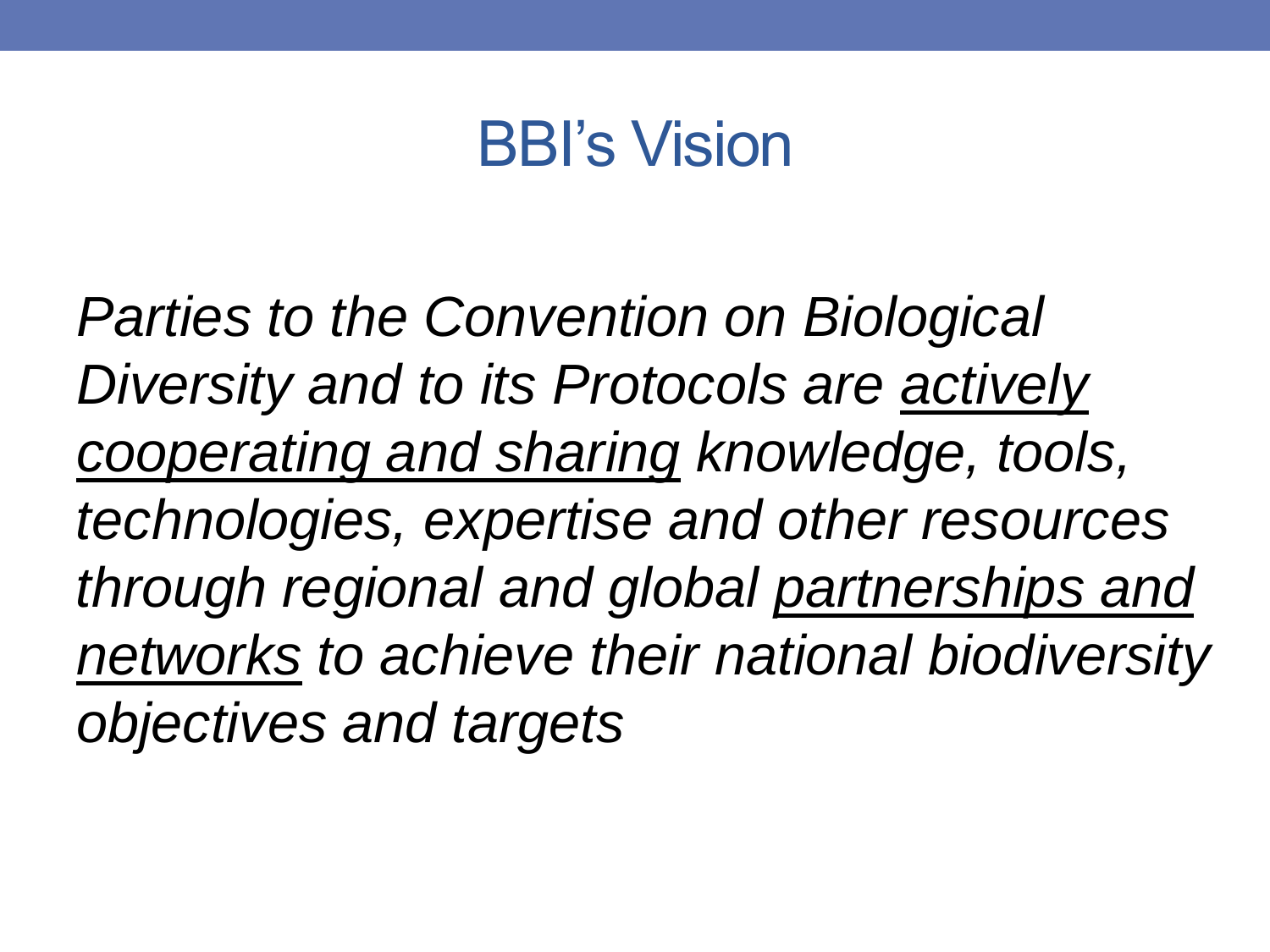# BBI's Vision

*Parties to the Convention on Biological Diversity and to its Protocols are <u>actively cooperating and sharing</u> knowledge, tools, technologies, expertise and other resources through regional and global <u>partnerships and networks</u> to achieve their national biodiversity objectives and targets*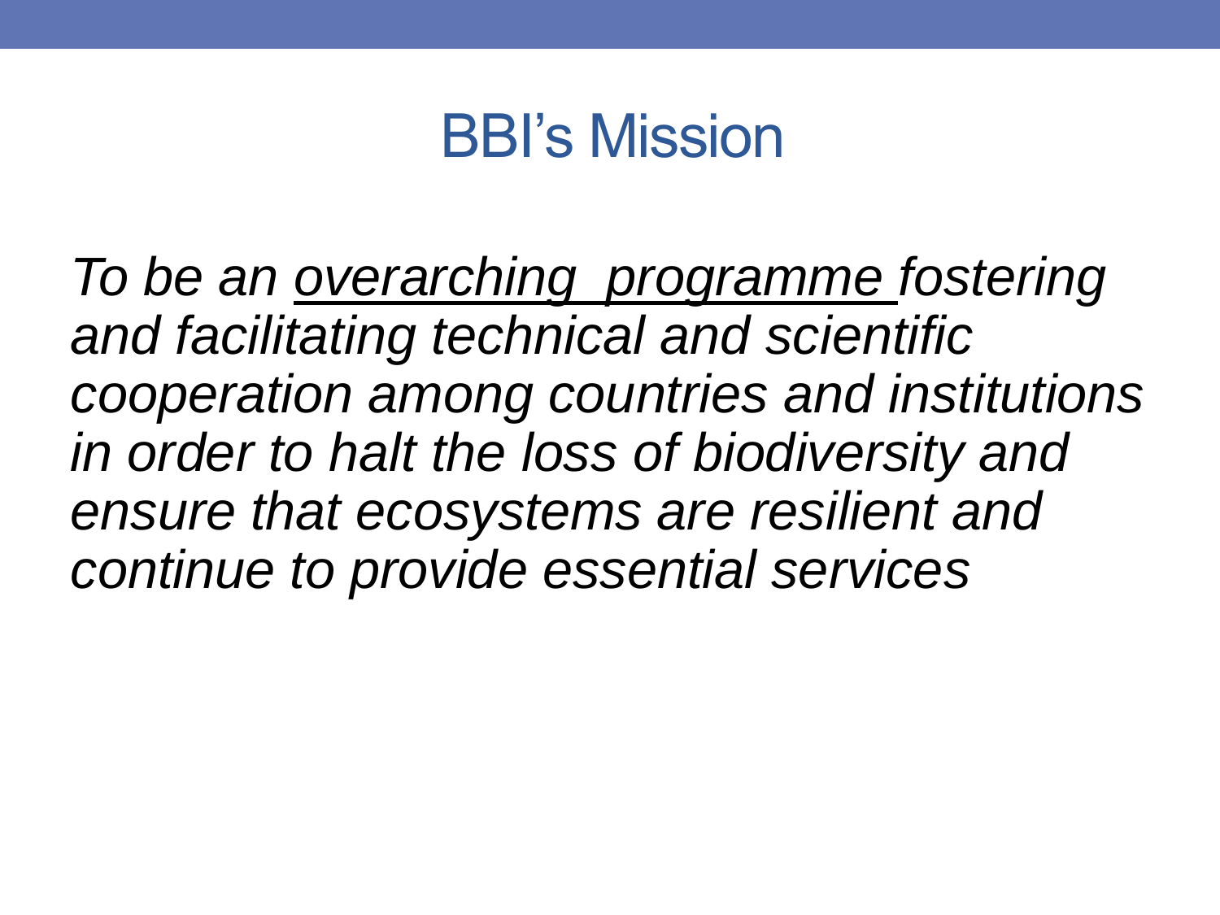# BBI's Mission

*To be an <u>overarching programme</u> fostering and facilitating technical and scientific cooperation among countries and institutions in order to halt the loss of biodiversity and ensure that ecosystems are resilient and continue to provide essential services*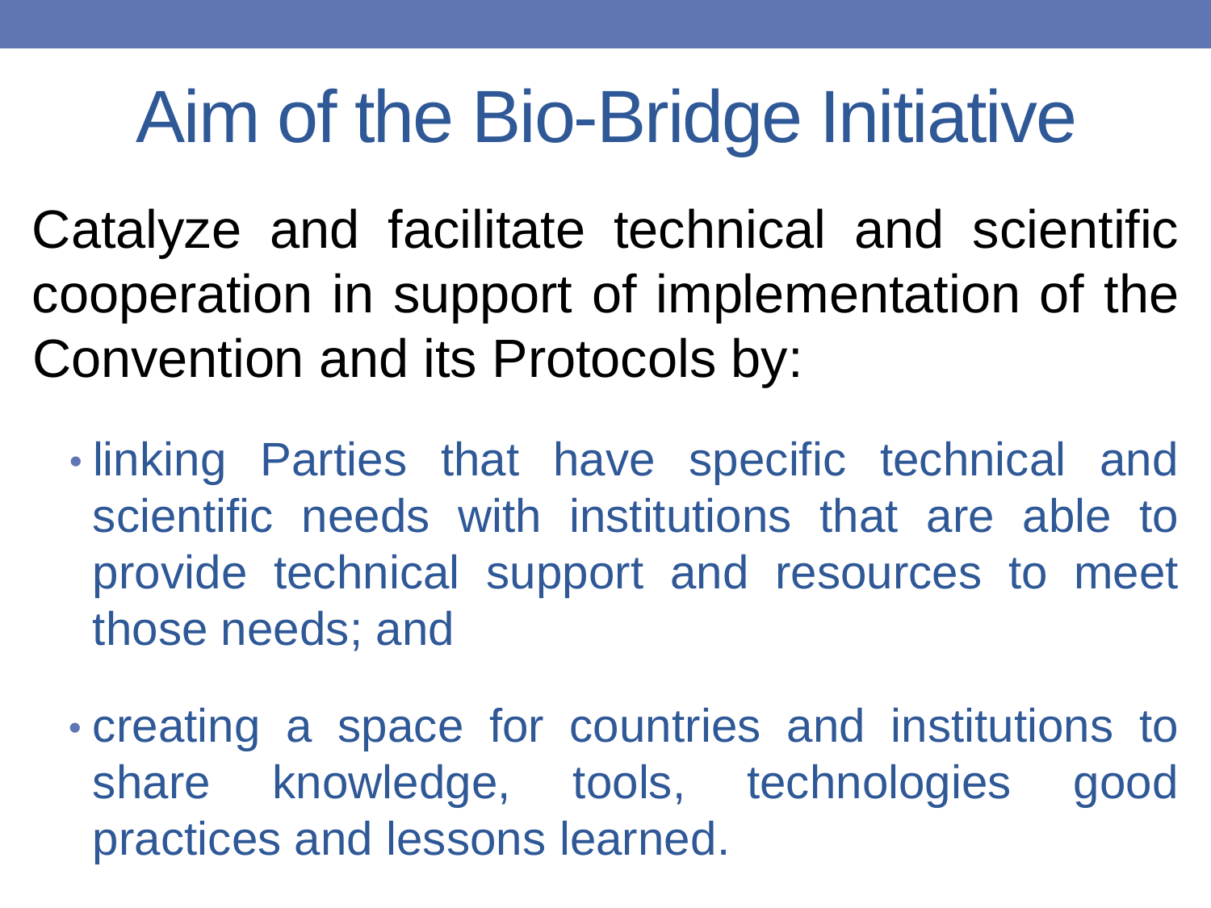# Aim of the Bio-Bridge Initiative

Catalyze and facilitate technical and scientific cooperation in support of implementation of the Convention and its Protocols by:

- linking Parties that have specific technical and scientific needs with institutions that are able to provide technical support and resources to meet those needs; and
- creating a space for countries and institutions to share knowledge, tools, technologies good practices and lessons learned.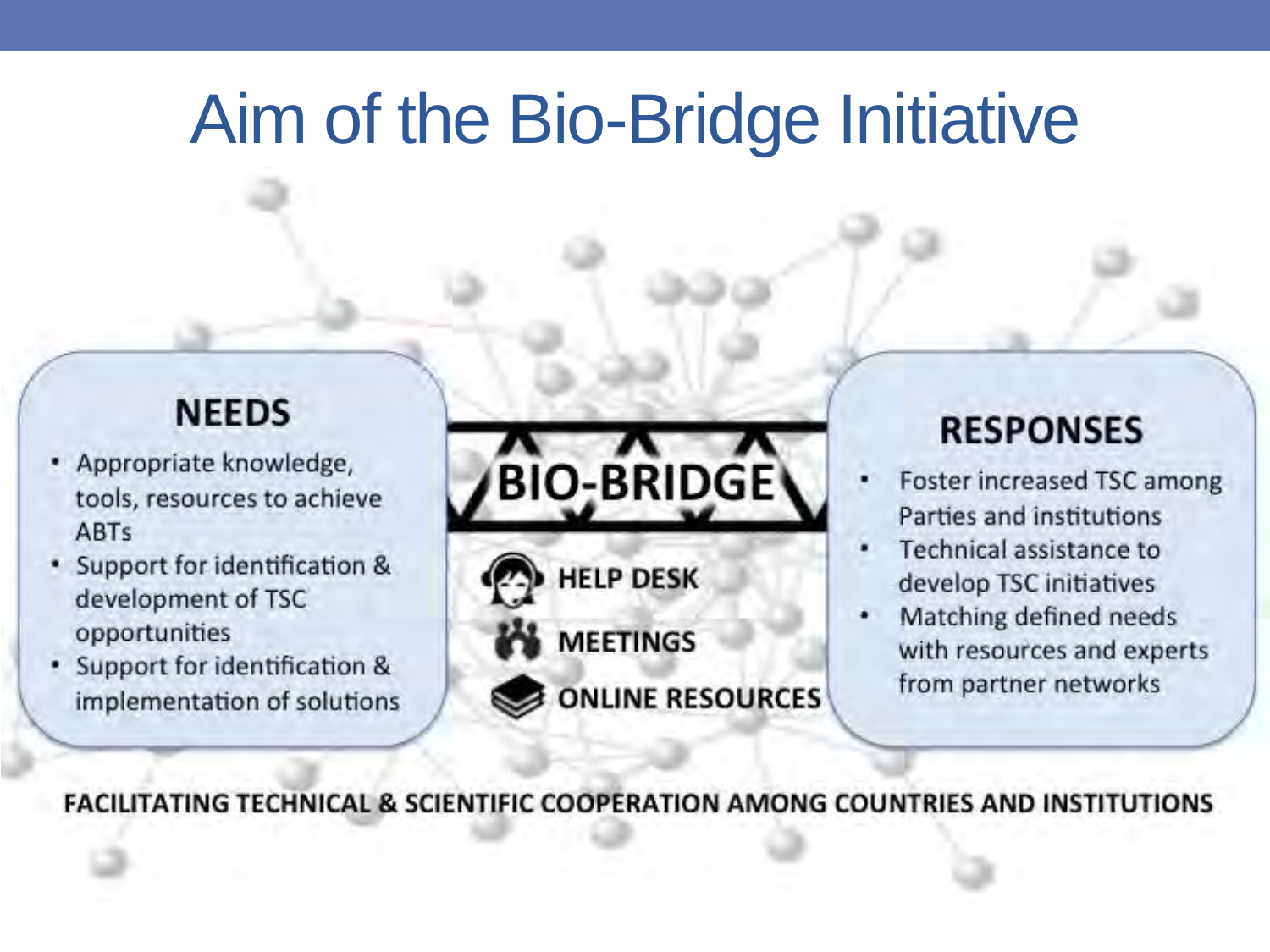# Aim of the Bio-Bridge Initiative

## NEEDS

- Appropriate knowledge, tools, resources to achieve ABTs
- Support for identification & development of TSC opportunities
- Support for identification & implementation of solutions

## BIO-BRIDGE

HELP DESK

MEETINGS

ONLINE RESOURCES

## RESPONSES

- Foster increased TSC among Parties and institutions
- Technical assistance to develop TSC initiatives
- Matching defined needs with resources and experts from partner networks

FACILITATING TECHNICAL & SCIENTIFIC COOPERATION AMONG COUNTRIES AND INSTITUTIONS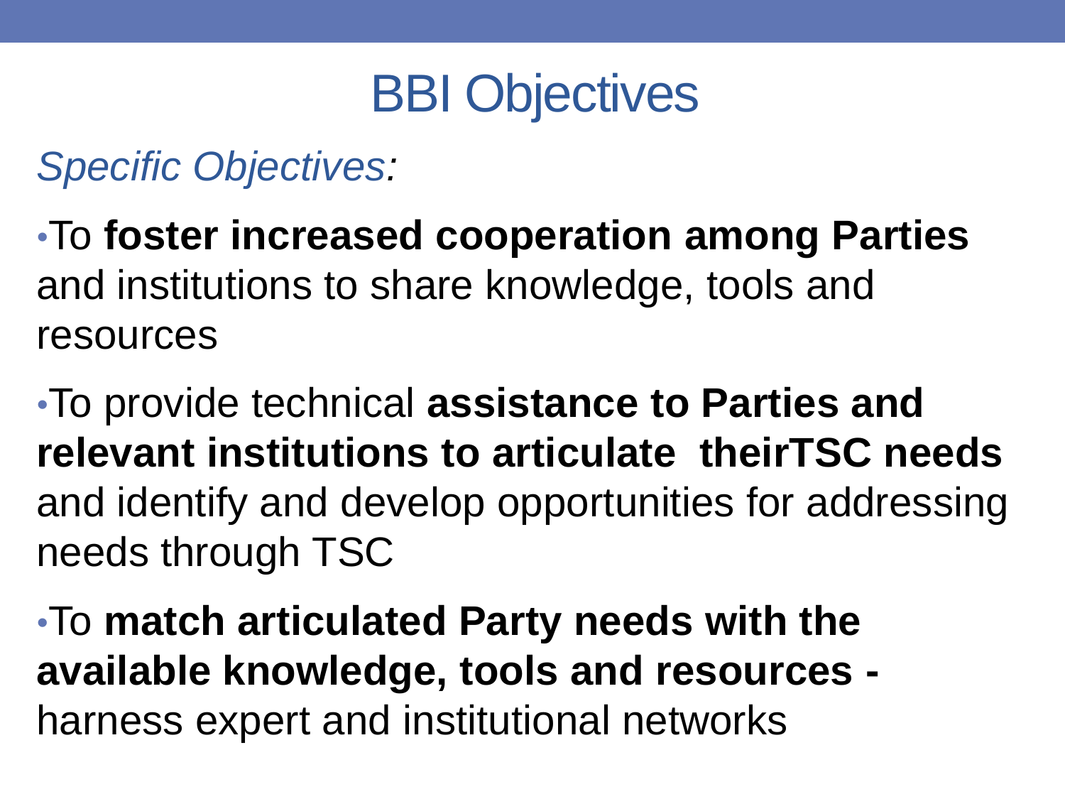# BBI Objectives

*Specific Objectives:*

- To **foster increased cooperation among Parties** and institutions to share knowledge, tools and resources
- To provide technical **assistance to Parties and relevant institutions to articulate theirTSC needs** and identify and develop opportunities for addressing needs through TSC
- To **match articulated Party needs with the available knowledge, tools and resources -** harness expert and institutional networks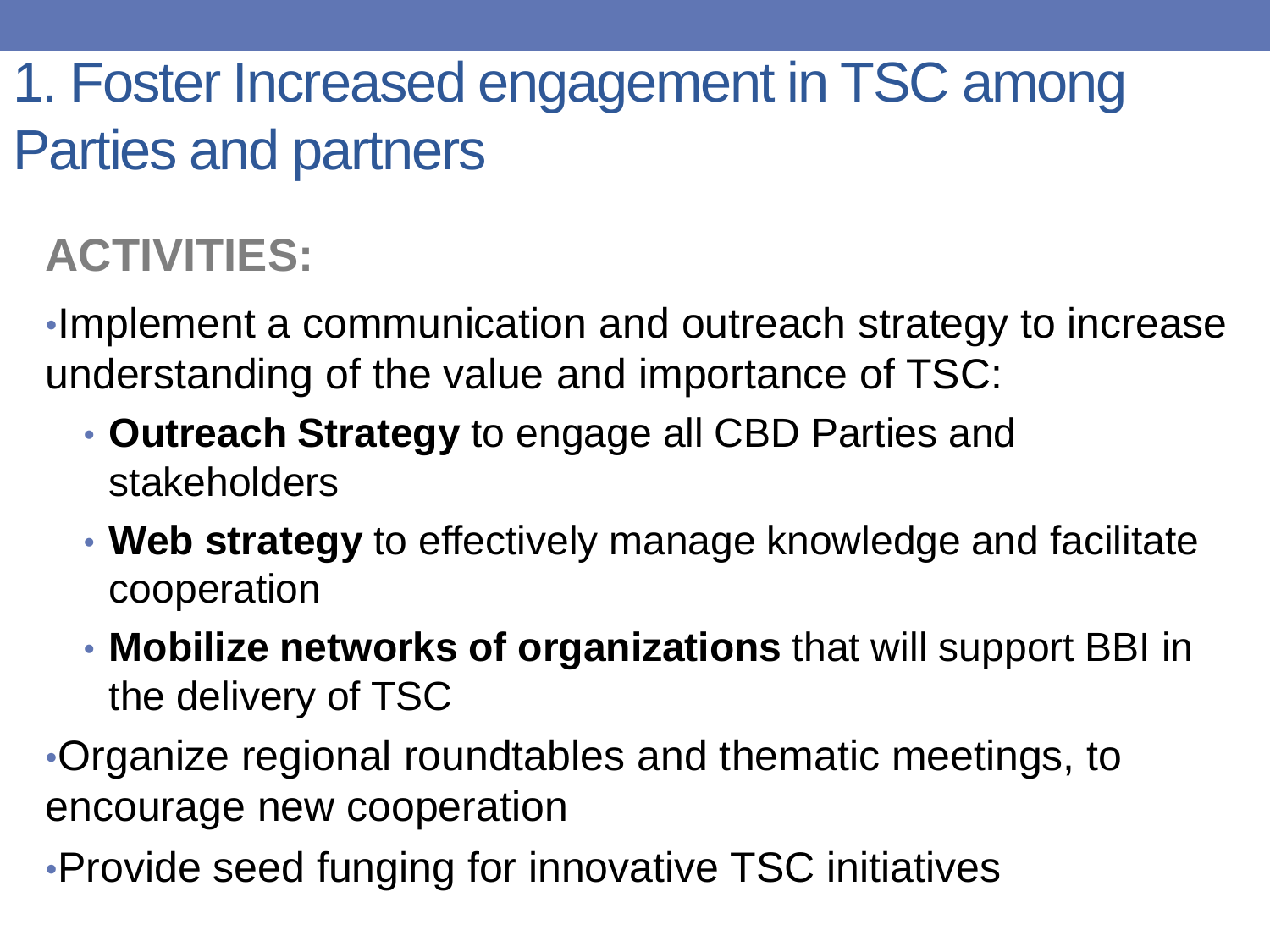# 1. Foster Increased engagement in TSC among Parties and partners

## ACTIVITIES:

- Implement a communication and outreach strategy to increase understanding of the value and importance of TSC:
  - **Outreach Strategy** to engage all CBD Parties and stakeholders
  - **Web strategy** to effectively manage knowledge and facilitate cooperation
  - **Mobilize networks of organizations** that will support BBI in the delivery of TSC
- Organize regional roundtables and thematic meetings, to encourage new cooperation
- Provide seed funging for innovative TSC initiatives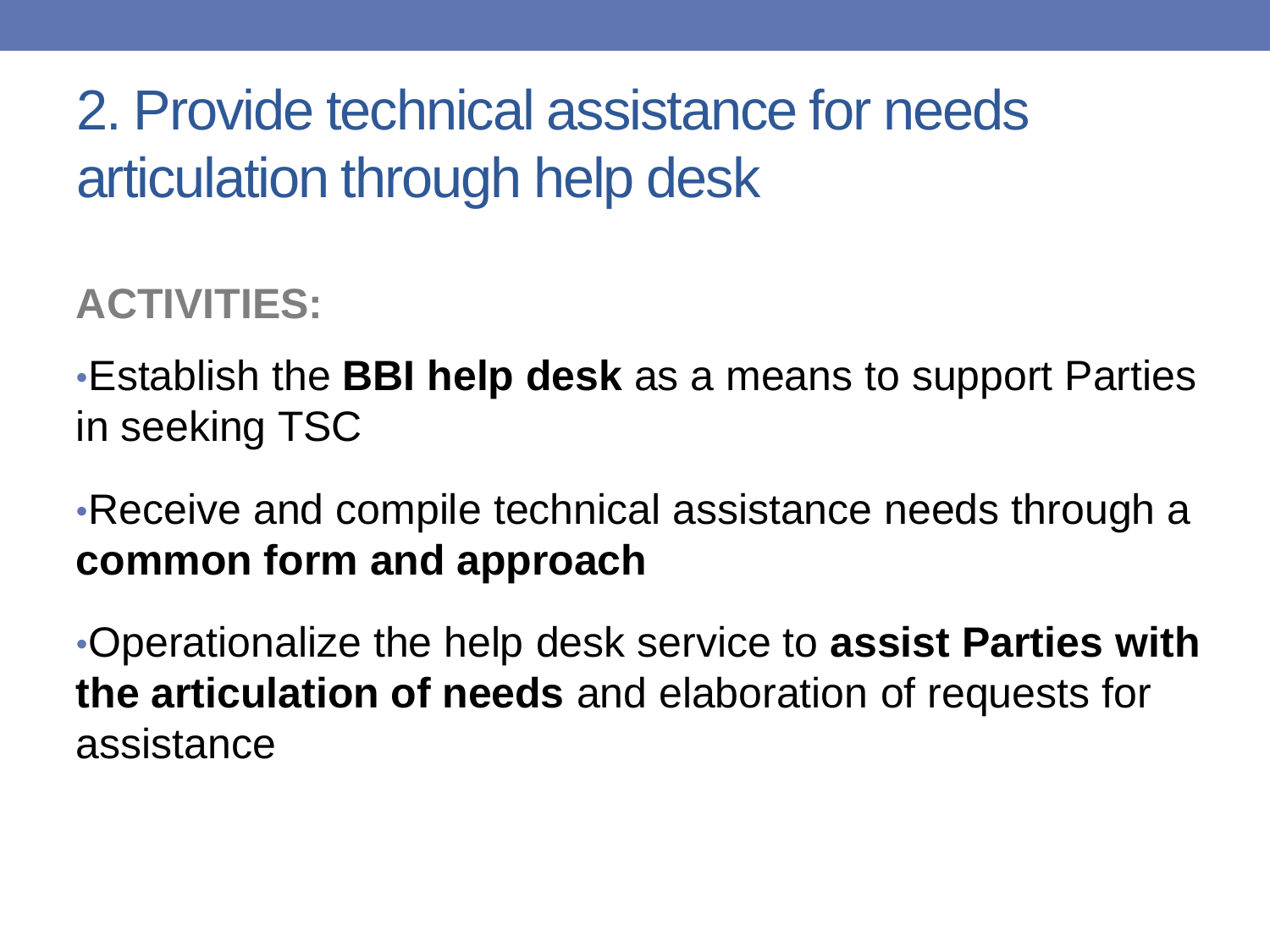# 2. Provide technical assistance for needs articulation through help desk

**ACTIVITIES:**

- Establish the **BBI help desk** as a means to support Parties in seeking TSC
- Receive and compile technical assistance needs through a **common form and approach**
- Operationalize the help desk service to **assist Parties with the articulation of needs** and elaboration of requests for assistance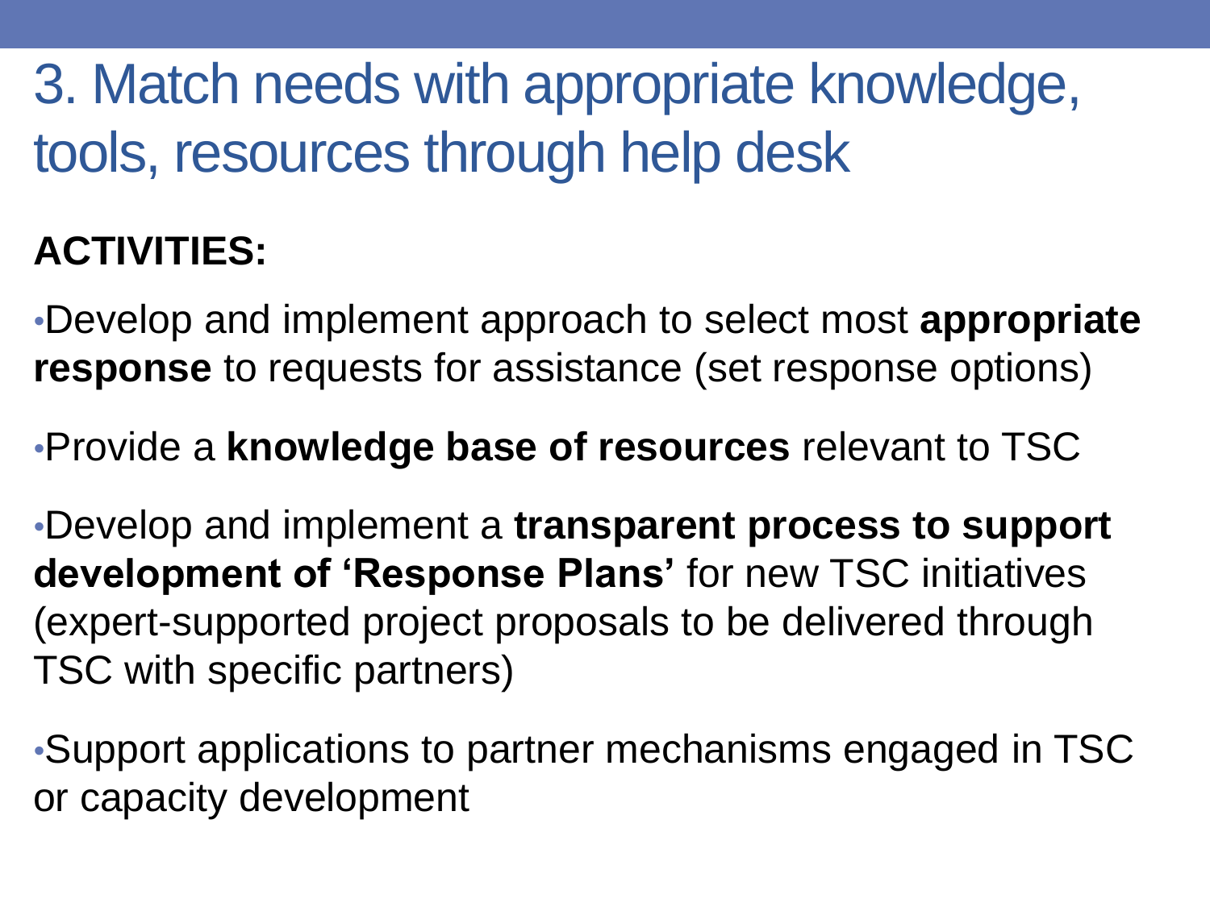# 3. Match needs with appropriate knowledge, tools, resources through help desk

**ACTIVITIES:**

- Develop and implement approach to select most **appropriate response** to requests for assistance (set response options)
- Provide a **knowledge base of resources** relevant to TSC
- Develop and implement a **transparent process to support development of 'Response Plans'** for new TSC initiatives (expert-supported project proposals to be delivered through TSC with specific partners)
- Support applications to partner mechanisms engaged in TSC or capacity development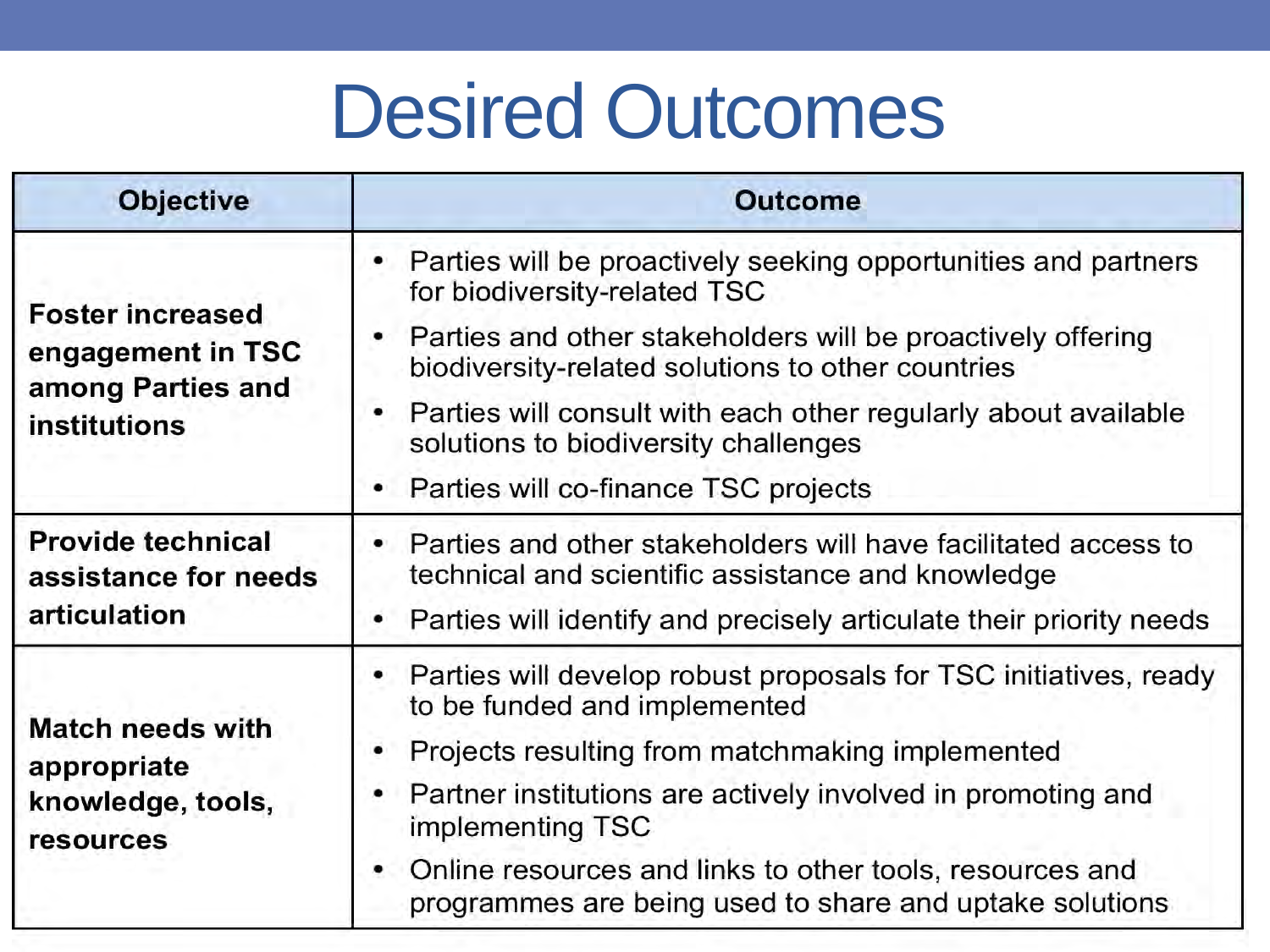# Desired Outcomes

| Objective | Outcome |
|---|---|
| **Foster increased engagement in TSC among Parties and institutions** | • Parties will be proactively seeking opportunities and partners for biodiversity-related TSC<br>• Parties and other stakeholders will be proactively offering biodiversity-related solutions to other countries<br>• Parties will consult with each other regularly about available solutions to biodiversity challenges<br>• Parties will co-finance TSC projects |
| **Provide technical assistance for needs articulation** | • Parties and other stakeholders will have facilitated access to technical and scientific assistance and knowledge<br>• Parties will identify and precisely articulate their priority needs |
| **Match needs with appropriate knowledge, tools, resources** | • Parties will develop robust proposals for TSC initiatives, ready to be funded and implemented<br>• Projects resulting from matchmaking implemented<br>• Partner institutions are actively involved in promoting and implementing TSC<br>• Online resources and links to other tools, resources and programmes are being used to share and uptake solutions |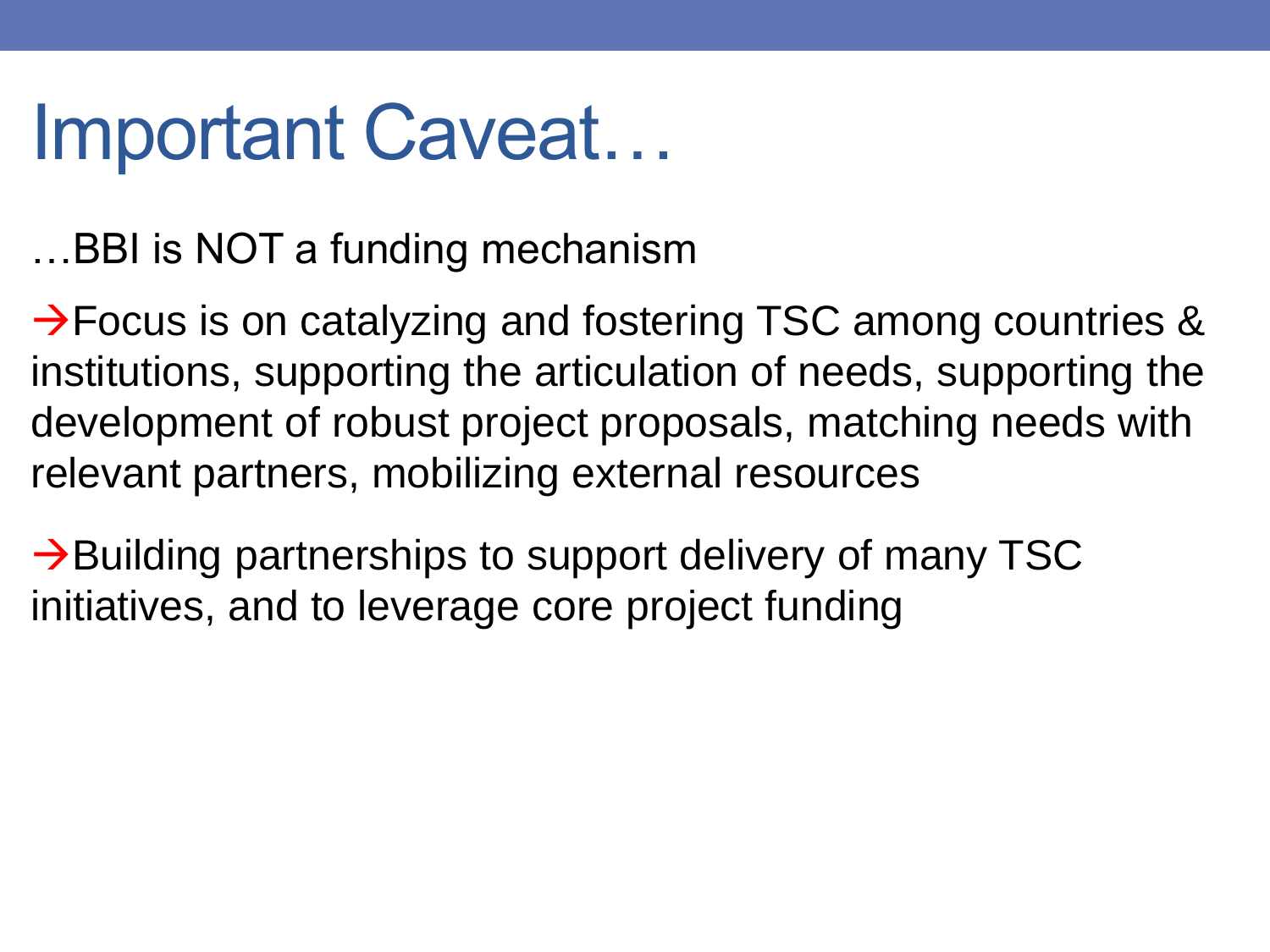# Important Caveat…

…BBI is NOT a funding mechanism

→Focus is on catalyzing and fostering TSC among countries & institutions, supporting the articulation of needs, supporting the development of robust project proposals, matching needs with relevant partners, mobilizing external resources

→Building partnerships to support delivery of many TSC initiatives, and to leverage core project funding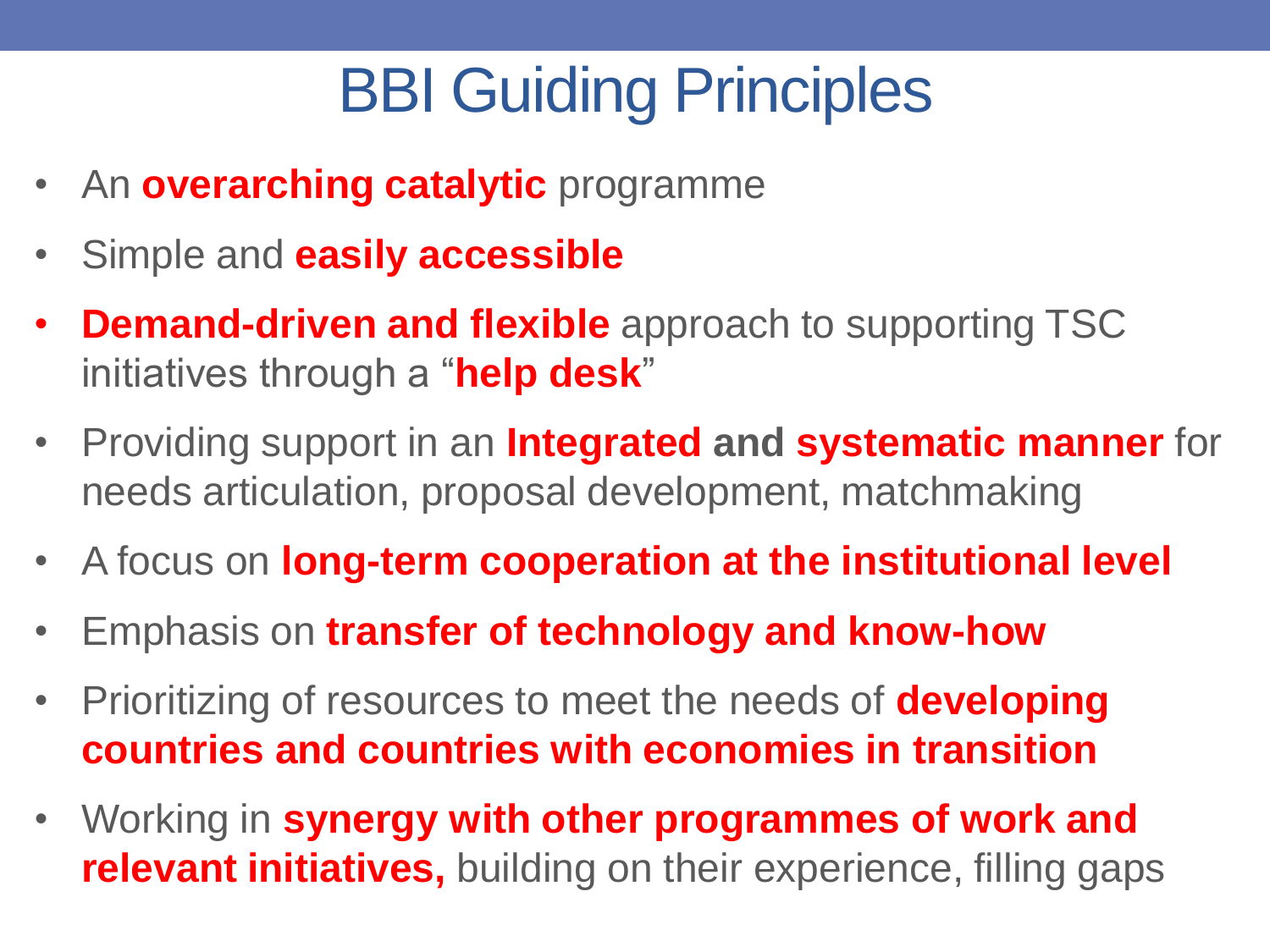# BBI Guiding Principles

- An **overarching catalytic** programme
- Simple and **easily accessible**
- **Demand-driven and flexible** approach to supporting TSC initiatives through a "**help desk**"
- Providing support in an **Integrated and systematic manner** for needs articulation, proposal development, matchmaking
- A focus on **long-term cooperation at the institutional level**
- Emphasis on **transfer of technology and know-how**
- Prioritizing of resources to meet the needs of **developing countries and countries with economies in transition**
- Working in **synergy with other programmes of work and relevant initiatives,** building on their experience, filling gaps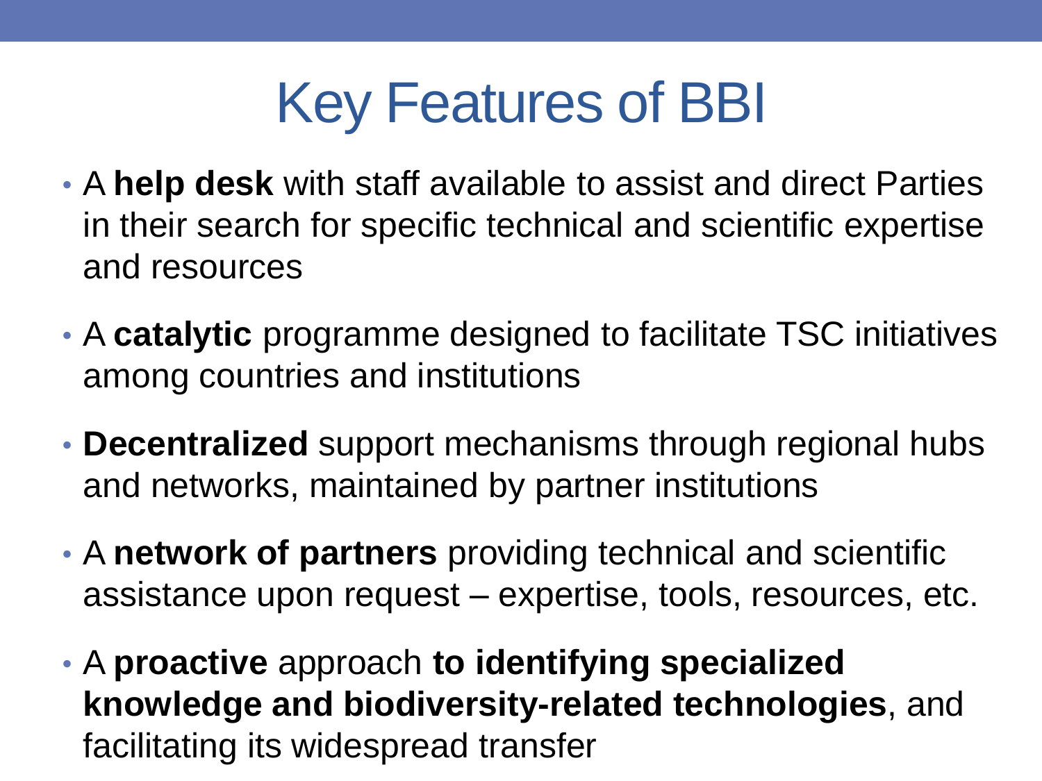# Key Features of BBI

- A **help desk** with staff available to assist and direct Parties in their search for specific technical and scientific expertise and resources
- A **catalytic** programme designed to facilitate TSC initiatives among countries and institutions
- **Decentralized** support mechanisms through regional hubs and networks, maintained by partner institutions
- A **network of partners** providing technical and scientific assistance upon request – expertise, tools, resources, etc.
- A **proactive** approach **to identifying specialized knowledge and biodiversity-related technologies**, and facilitating its widespread transfer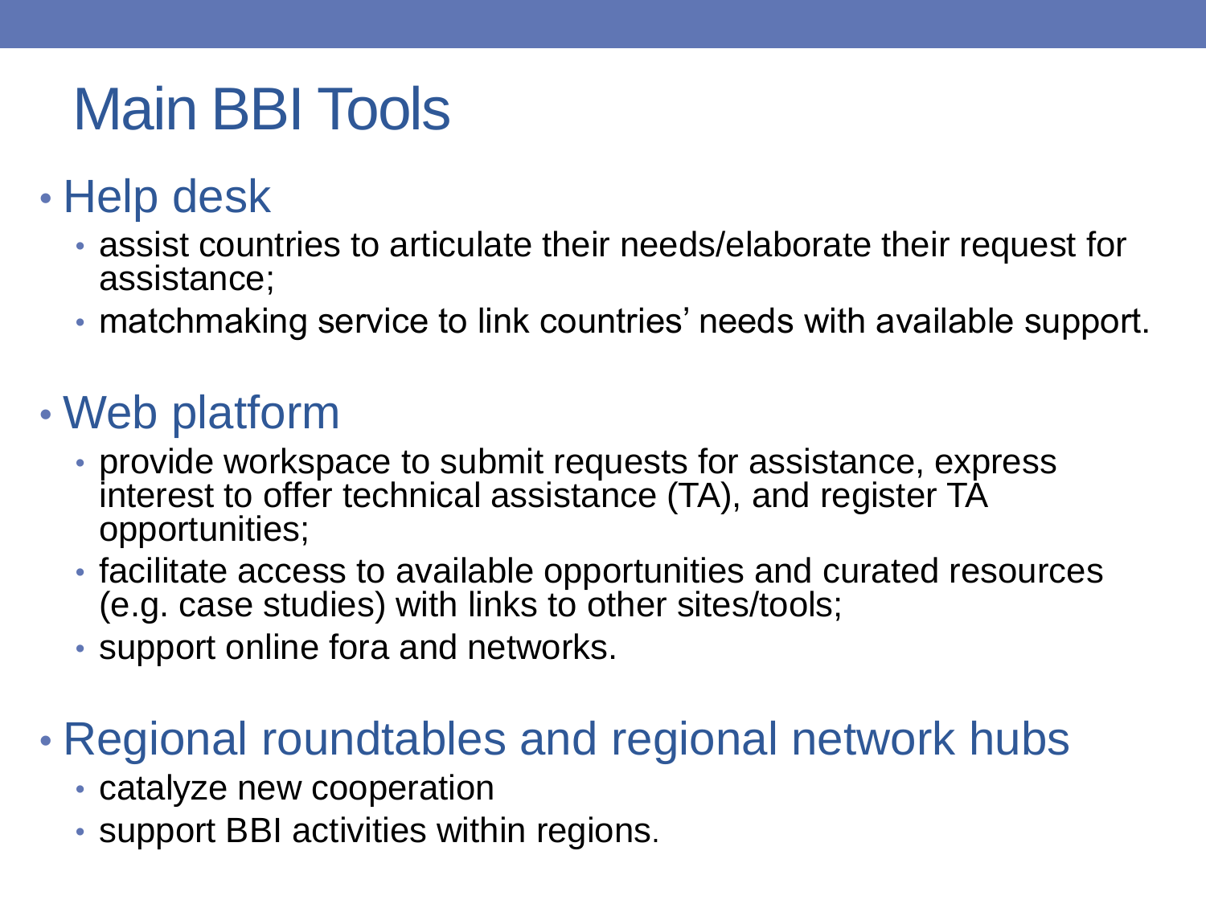# Main BBI Tools

- Help desk
  - assist countries to articulate their needs/elaborate their request for assistance;
  - matchmaking service to link countries' needs with available support.

- Web platform
  - provide workspace to submit requests for assistance, express interest to offer technical assistance (TA), and register TA opportunities;
  - facilitate access to available opportunities and curated resources (e.g. case studies) with links to other sites/tools;
  - support online fora and networks.

- Regional roundtables and regional network hubs
  - catalyze new cooperation
  - support BBI activities within regions.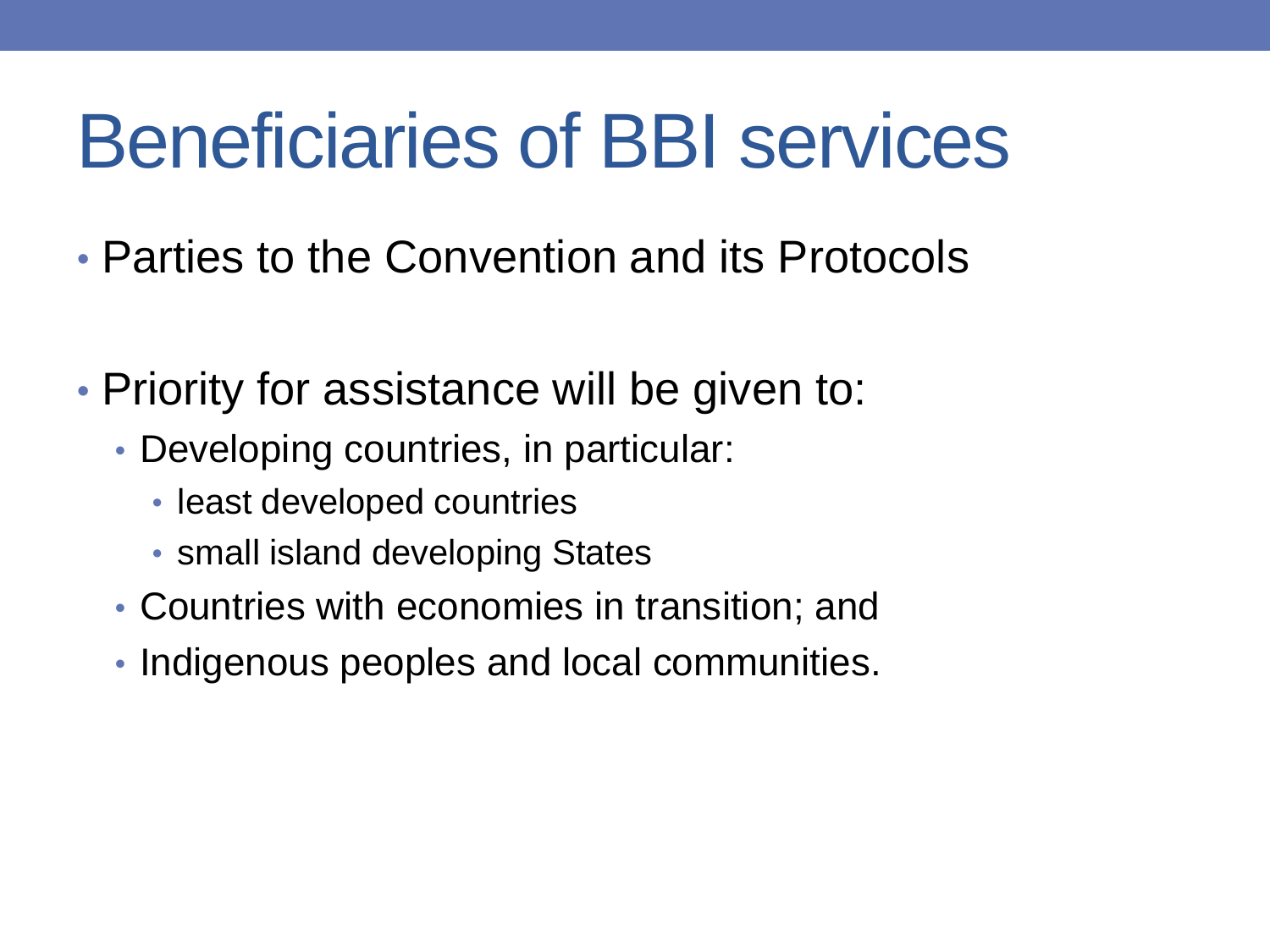# Beneficiaries of BBI services

- Parties to the Convention and its Protocols

- Priority for assistance will be given to:
  - Developing countries, in particular:
    - least developed countries
    - small island developing States
  - Countries with economies in transition; and
  - Indigenous peoples and local communities.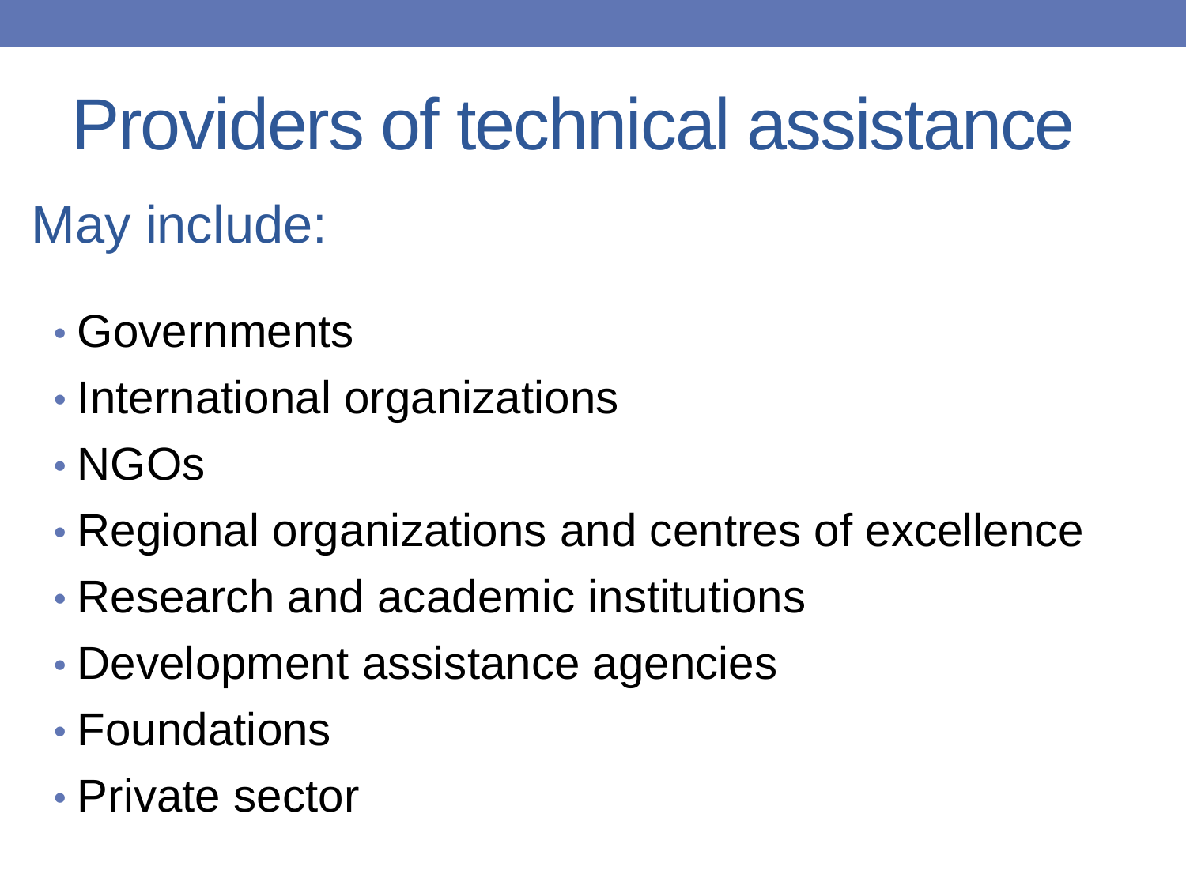# Providers of technical assistance

May include:

- Governments
- International organizations
- NGOs
- Regional organizations and centres of excellence
- Research and academic institutions
- Development assistance agencies
- Foundations
- Private sector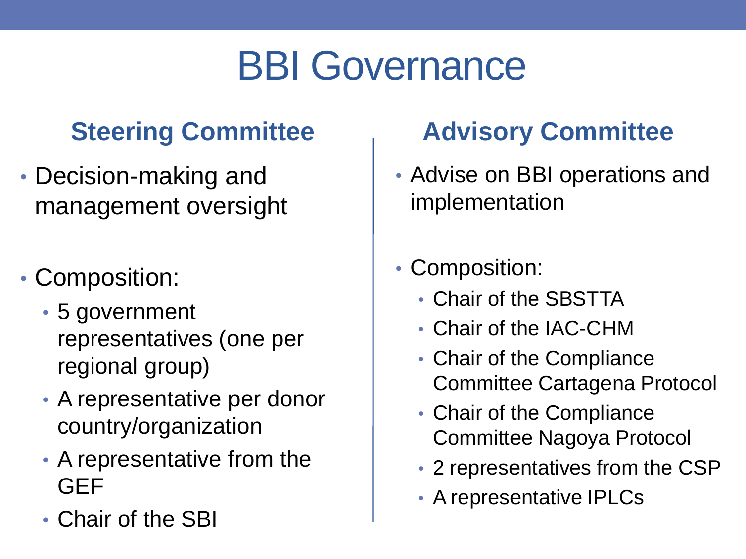# BBI Governance

## Steering Committee

- Decision-making and management oversight
- Composition:
  - 5 government representatives (one per regional group)
  - A representative per donor country/organization
  - A representative from the GEF
  - Chair of the SBI

## Advisory Committee

- Advise on BBI operations and implementation
- Composition:
  - Chair of the SBSTTA
  - Chair of the IAC-CHM
  - Chair of the Compliance Committee Cartagena Protocol
  - Chair of the Compliance Committee Nagoya Protocol
  - 2 representatives from the CSP
  - A representative IPLCs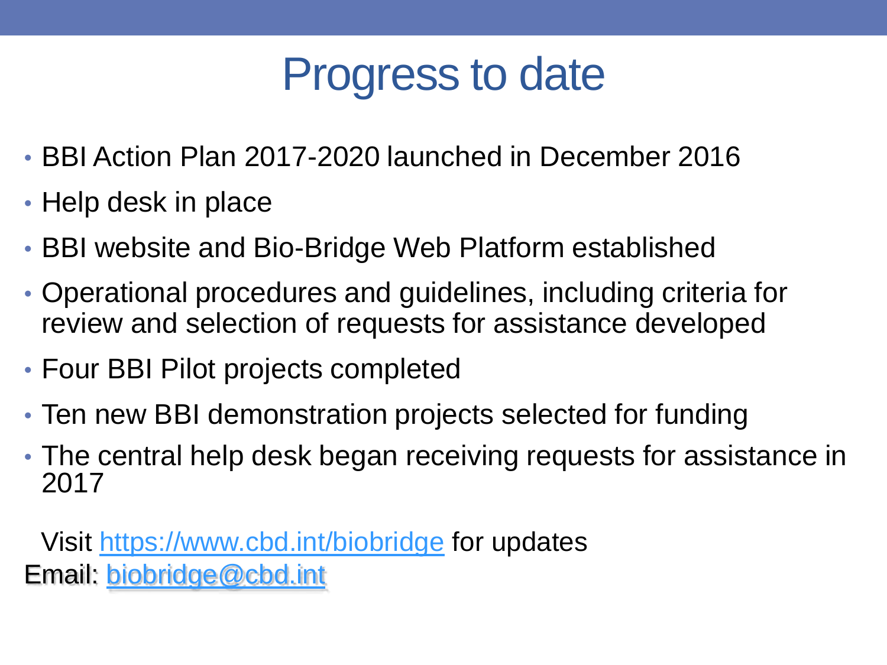# Progress to date

- BBI Action Plan 2017-2020 launched in December 2016
- Help desk in place
- BBI website and Bio-Bridge Web Platform established
- Operational procedures and guidelines, including criteria for review and selection of requests for assistance developed
- Four BBI Pilot projects completed
- Ten new BBI demonstration projects selected for funding
- The central help desk began receiving requests for assistance in 2017

Visit [https://www.cbd.int/biobridge](https://www.cbd.int/biobridge) for updates

Email: [biobridge@cbd.int](mailto:biobridge@cbd.int)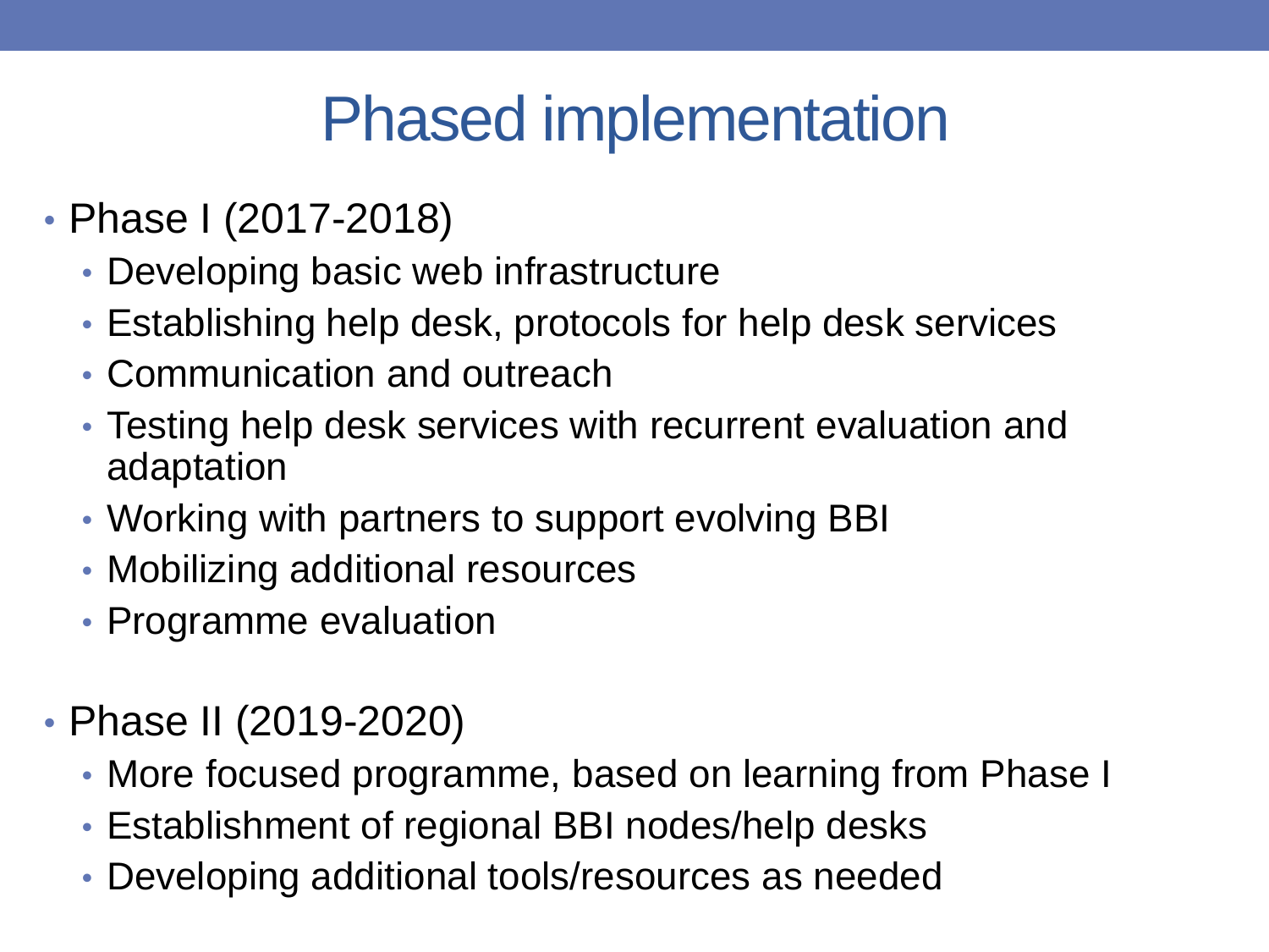# Phased implementation

- Phase I (2017-2018)
  - Developing basic web infrastructure
  - Establishing help desk, protocols for help desk services
  - Communication and outreach
  - Testing help desk services with recurrent evaluation and adaptation
  - Working with partners to support evolving BBI
  - Mobilizing additional resources
  - Programme evaluation

- Phase II (2019-2020)
  - More focused programme, based on learning from Phase I
  - Establishment of regional BBI nodes/help desks
  - Developing additional tools/resources as needed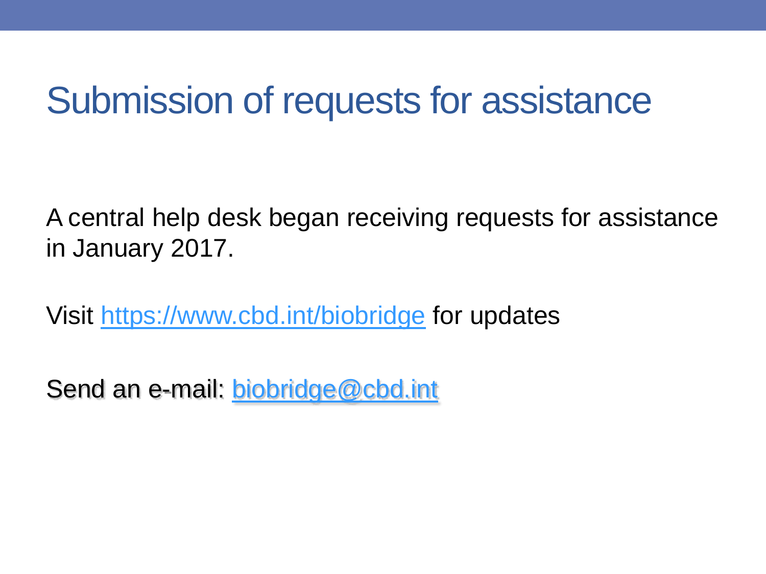# Submission of requests for assistance

A central help desk began receiving requests for assistance in January 2017.

Visit https://www.cbd.int/biobridge for updates

Send an e-mail: biobridge@cbd.int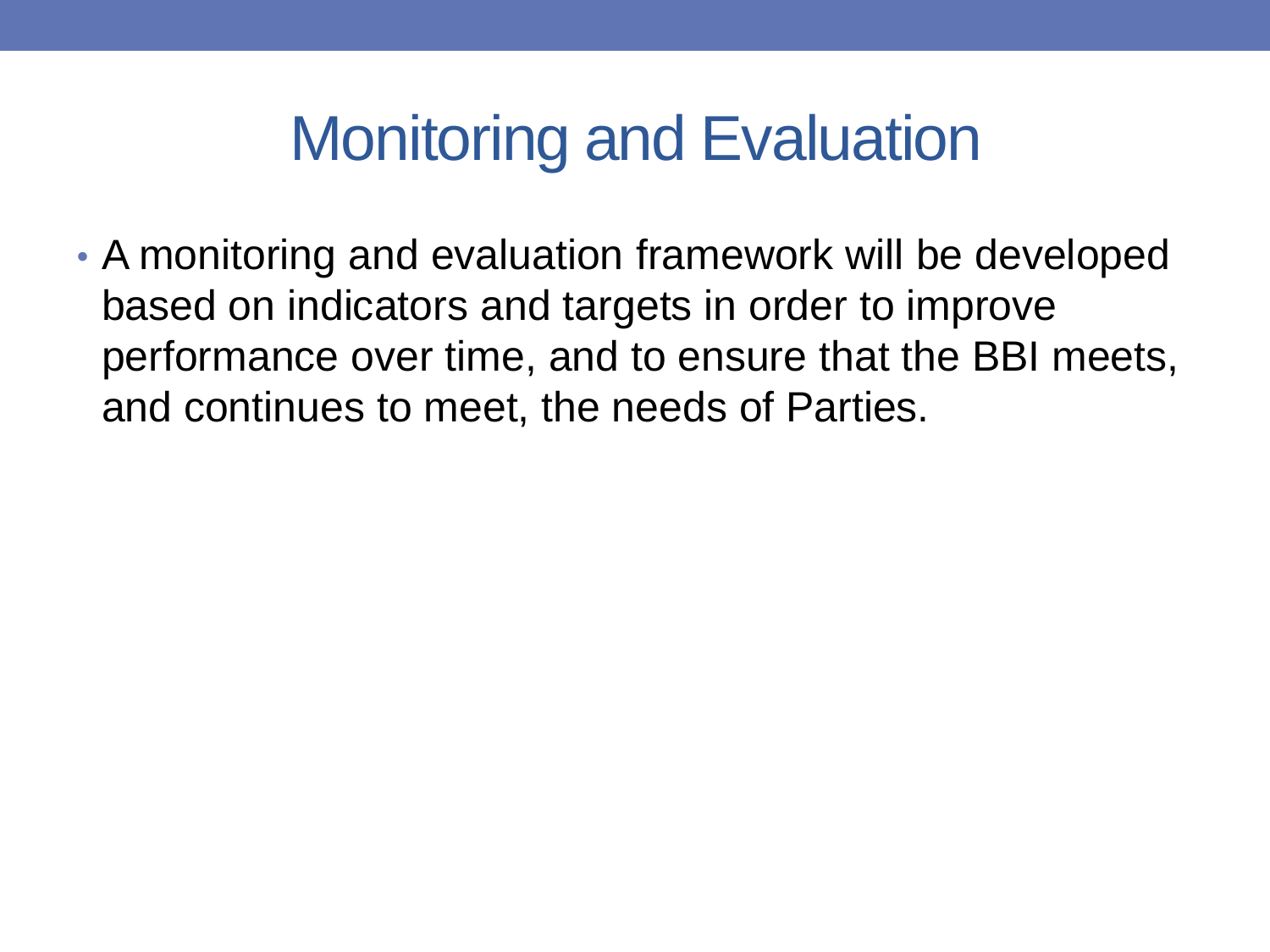# Monitoring and Evaluation

- A monitoring and evaluation framework will be developed based on indicators and targets in order to improve performance over time, and to ensure that the BBI meets, and continues to meet, the needs of Parties.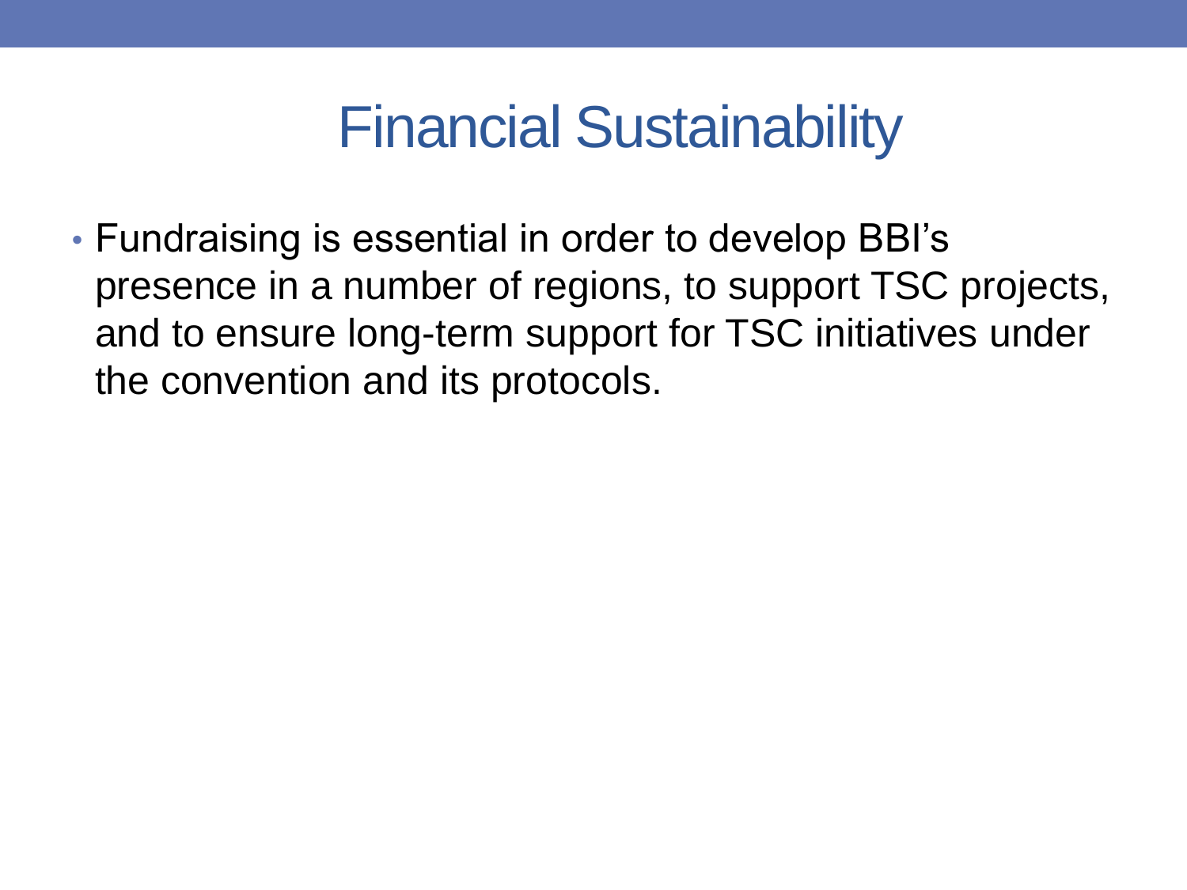# Financial Sustainability

- Fundraising is essential in order to develop BBI's presence in a number of regions, to support TSC projects, and to ensure long-term support for TSC initiatives under the convention and its protocols.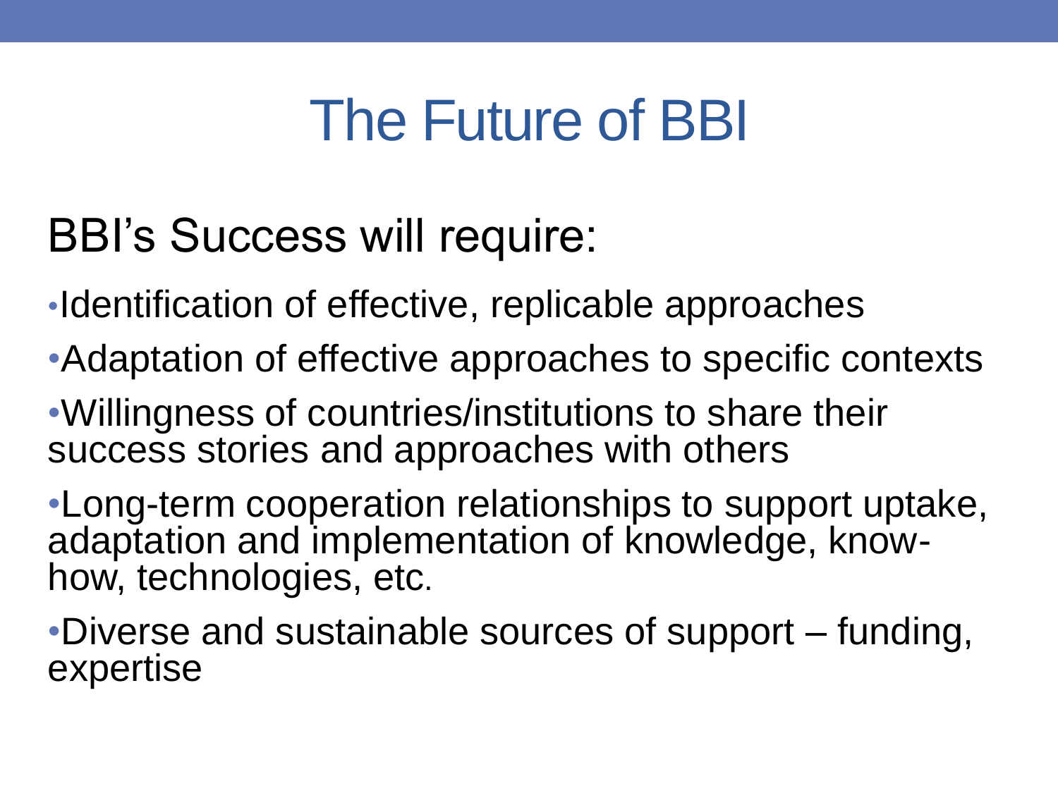# The Future of BBI

## BBI's Success will require:

- Identification of effective, replicable approaches
- Adaptation of effective approaches to specific contexts
- Willingness of countries/institutions to share their success stories and approaches with others
- Long-term cooperation relationships to support uptake, adaptation and implementation of knowledge, know-how, technologies, etc.
- Diverse and sustainable sources of support – funding, expertise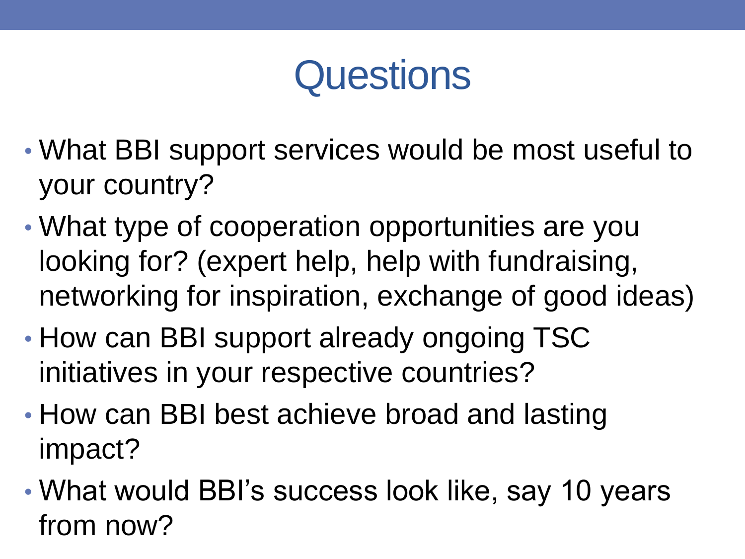# Questions

- What BBI support services would be most useful to your country?
- What type of cooperation opportunities are you looking for? (expert help, help with fundraising, networking for inspiration, exchange of good ideas)
- How can BBI support already ongoing TSC initiatives in your respective countries?
- How can BBI best achieve broad and lasting impact?
- What would BBI's success look like, say 10 years from now?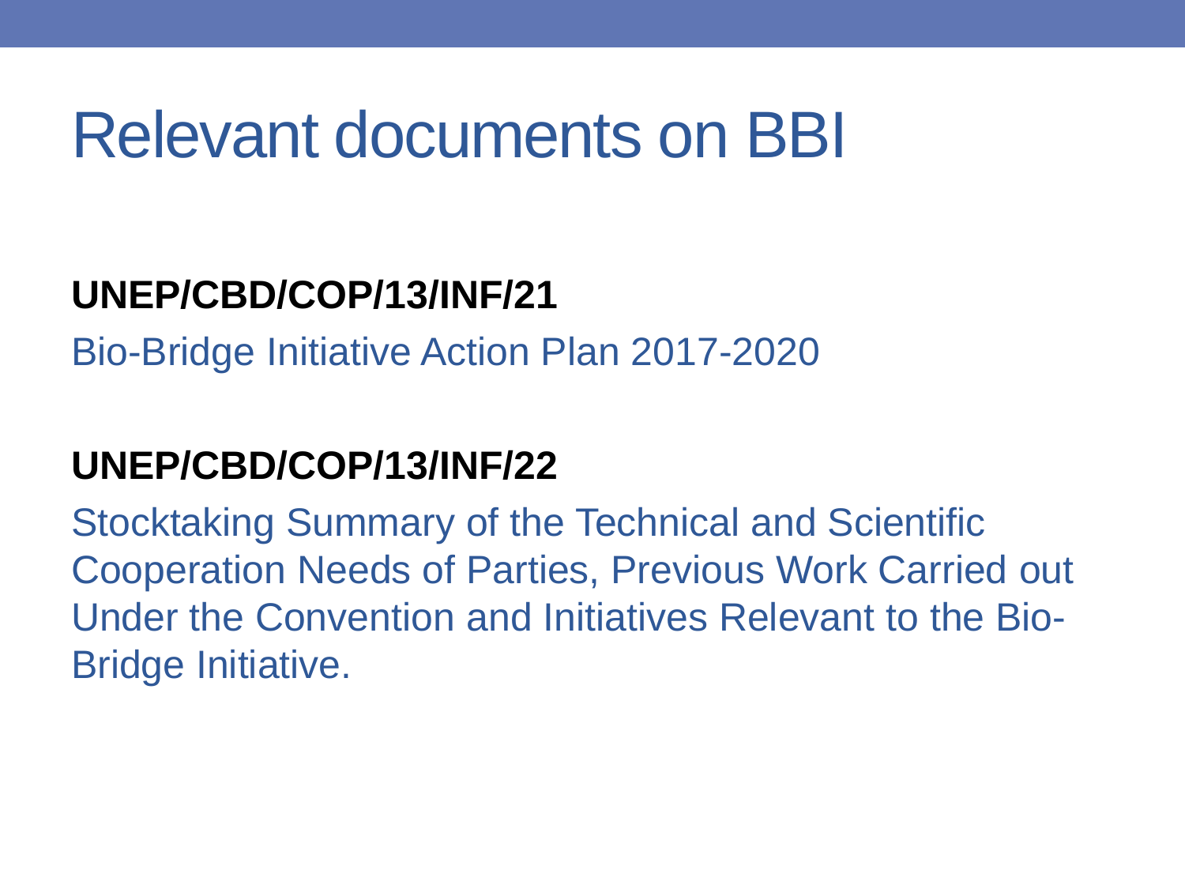# Relevant documents on BBI

**UNEP/CBD/COP/13/INF/21**

Bio-Bridge Initiative Action Plan 2017-2020

**UNEP/CBD/COP/13/INF/22**

Stocktaking Summary of the Technical and Scientific Cooperation Needs of Parties, Previous Work Carried out Under the Convention and Initiatives Relevant to the Bio-Bridge Initiative.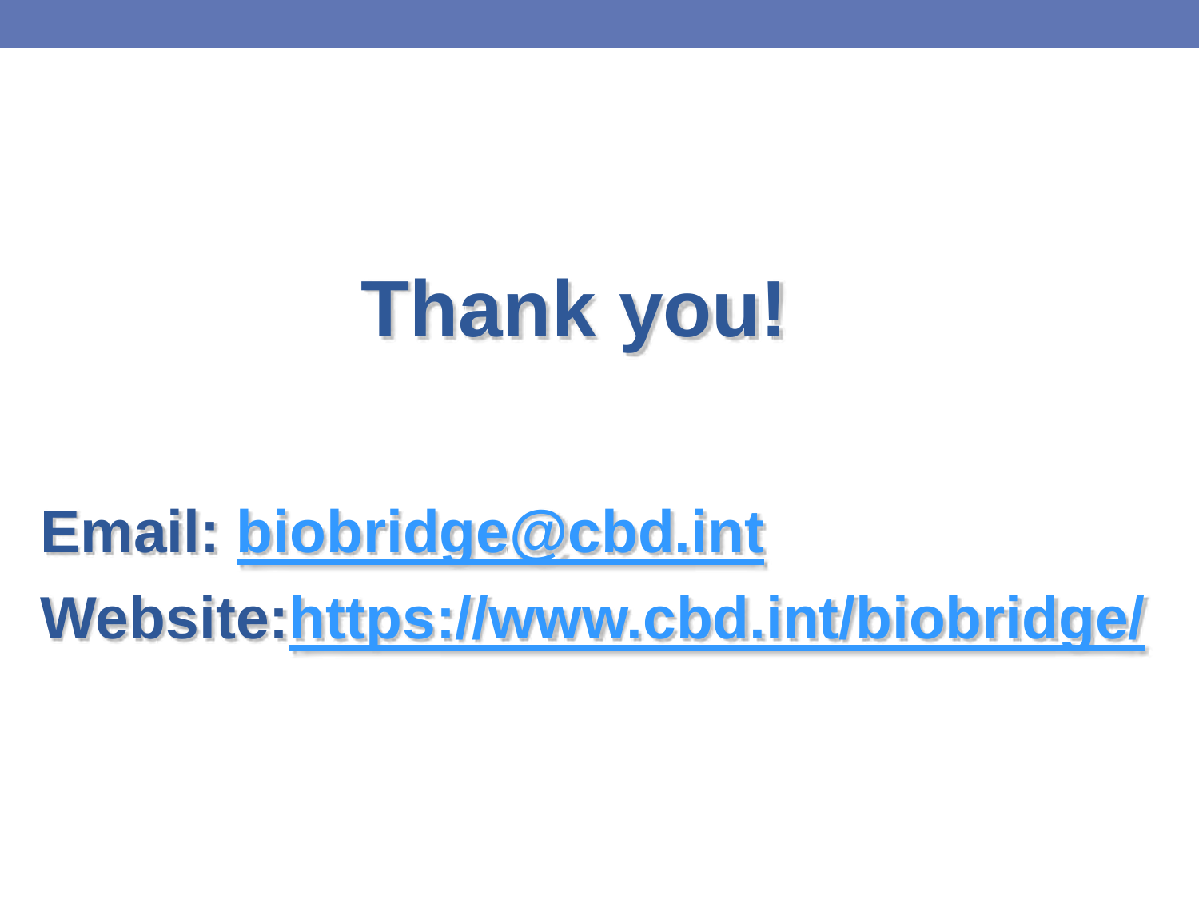# Thank you!

**Email: biobridge@cbd.int**

**Website:https://www.cbd.int/biobridge/**